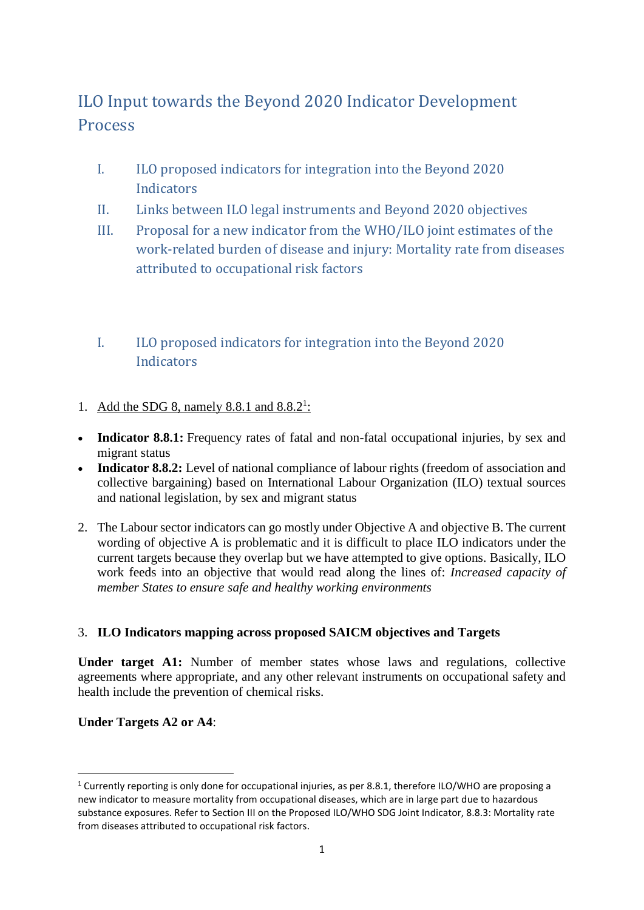# ILO Input towards the Beyond 2020 Indicator Development Process

I. ILO proposed indicators for integration into the Beyond 2020 Indicators

II. Links between ILO legal instruments and Beyond 2020 objectives

III. Proposal for a new indicator from the WHO/ILO joint estimates of the work-related burden of disease and injury: Mortality rate from diseases attributed to occupational risk factors

## I. ILO proposed indicators for integration into the Beyond 2020 Indicators

1. Add the SDG 8, namely 8.8.1 and 8.8.2[1]:

- **Indicator 8.8.1:** Frequency rates of fatal and non-fatal occupational injuries, by sex and migrant status
- **Indicator 8.8.2:** Level of national compliance of labour rights (freedom of association and collective bargaining) based on International Labour Organization (ILO) textual sources and national legislation, by sex and migrant status

2. The Labour sector indicators can go mostly under Objective A and objective B. The current wording of objective A is problematic and it is difficult to place ILO indicators under the current targets because they overlap but we have attempted to give options. Basically, ILO work feeds into an objective that would read along the lines of: *Increased capacity of member States to ensure safe and healthy working environments*

3. **ILO Indicators mapping across proposed SAICM objectives and Targets**

**Under target A1:** Number of member states whose laws and regulations, collective agreements where appropriate, and any other relevant instruments on occupational safety and health include the prevention of chemical risks.

**Under Targets A2 or A4**:

---

[1] Currently reporting is only done for occupational injuries, as per 8.8.1, therefore ILO/WHO are proposing a new indicator to measure mortality from occupational diseases, which are in large part due to hazardous substance exposures. Refer to Section III on the Proposed ILO/WHO SDG Joint Indicator, 8.8.3: Mortality rate from diseases attributed to occupational risk factors.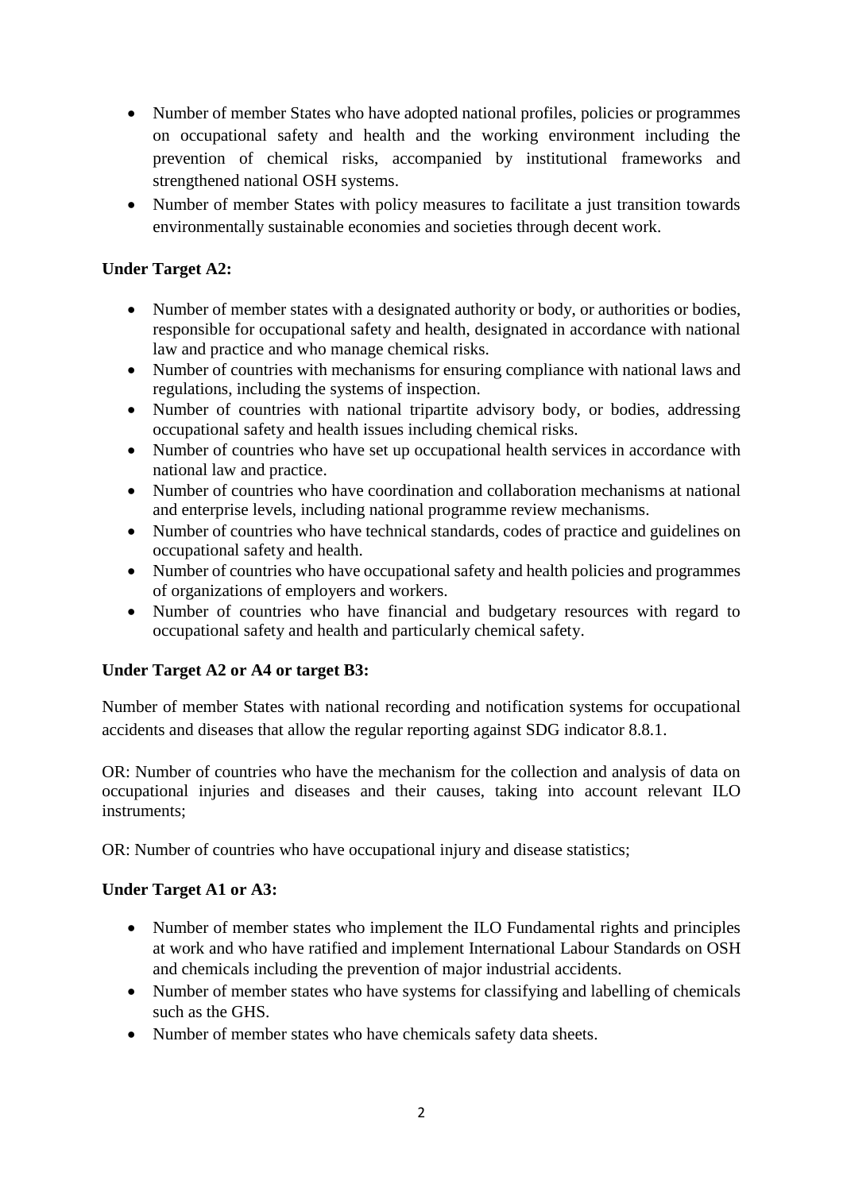- Number of member States who have adopted national profiles, policies or programmes on occupational safety and health and the working environment including the prevention of chemical risks, accompanied by institutional frameworks and strengthened national OSH systems.
- Number of member States with policy measures to facilitate a just transition towards environmentally sustainable economies and societies through decent work.

**Under Target A2:**

- Number of member states with a designated authority or body, or authorities or bodies, responsible for occupational safety and health, designated in accordance with national law and practice and who manage chemical risks.
- Number of countries with mechanisms for ensuring compliance with national laws and regulations, including the systems of inspection.
- Number of countries with national tripartite advisory body, or bodies, addressing occupational safety and health issues including chemical risks.
- Number of countries who have set up occupational health services in accordance with national law and practice.
- Number of countries who have coordination and collaboration mechanisms at national and enterprise levels, including national programme review mechanisms.
- Number of countries who have technical standards, codes of practice and guidelines on occupational safety and health.
- Number of countries who have occupational safety and health policies and programmes of organizations of employers and workers.
- Number of countries who have financial and budgetary resources with regard to occupational safety and health and particularly chemical safety.

**Under Target A2 or A4 or target B3:**

Number of member States with national recording and notification systems for occupational accidents and diseases that allow the regular reporting against SDG indicator 8.8.1.

OR: Number of countries who have the mechanism for the collection and analysis of data on occupational injuries and diseases and their causes, taking into account relevant ILO instruments;

OR: Number of countries who have occupational injury and disease statistics;

**Under Target A1 or A3:**

- Number of member states who implement the ILO Fundamental rights and principles at work and who have ratified and implement International Labour Standards on OSH and chemicals including the prevention of major industrial accidents.
- Number of member states who have systems for classifying and labelling of chemicals such as the GHS.
- Number of member states who have chemicals safety data sheets.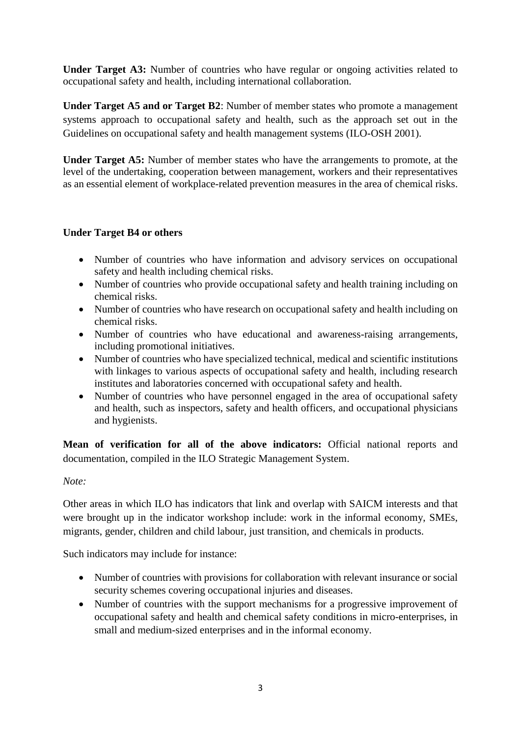**Under Target A3:** Number of countries who have regular or ongoing activities related to occupational safety and health, including international collaboration.

**Under Target A5 and or Target B2**: Number of member states who promote a management systems approach to occupational safety and health, such as the approach set out in the Guidelines on occupational safety and health management systems (ILO-OSH 2001).

**Under Target A5:** Number of member states who have the arrangements to promote, at the level of the undertaking, cooperation between management, workers and their representatives as an essential element of workplace-related prevention measures in the area of chemical risks.

**Under Target B4 or others**

- Number of countries who have information and advisory services on occupational safety and health including chemical risks.
- Number of countries who provide occupational safety and health training including on chemical risks.
- Number of countries who have research on occupational safety and health including on chemical risks.
- Number of countries who have educational and awareness-raising arrangements, including promotional initiatives.
- Number of countries who have specialized technical, medical and scientific institutions with linkages to various aspects of occupational safety and health, including research institutes and laboratories concerned with occupational safety and health.
- Number of countries who have personnel engaged in the area of occupational safety and health, such as inspectors, safety and health officers, and occupational physicians and hygienists.

**Mean of verification for all of the above indicators:** Official national reports and documentation, compiled in the ILO Strategic Management System.

*Note:*

Other areas in which ILO has indicators that link and overlap with SAICM interests and that were brought up in the indicator workshop include: work in the informal economy, SMEs, migrants, gender, children and child labour, just transition, and chemicals in products.

Such indicators may include for instance:

- Number of countries with provisions for collaboration with relevant insurance or social security schemes covering occupational injuries and diseases.
- Number of countries with the support mechanisms for a progressive improvement of occupational safety and health and chemical safety conditions in micro-enterprises, in small and medium-sized enterprises and in the informal economy.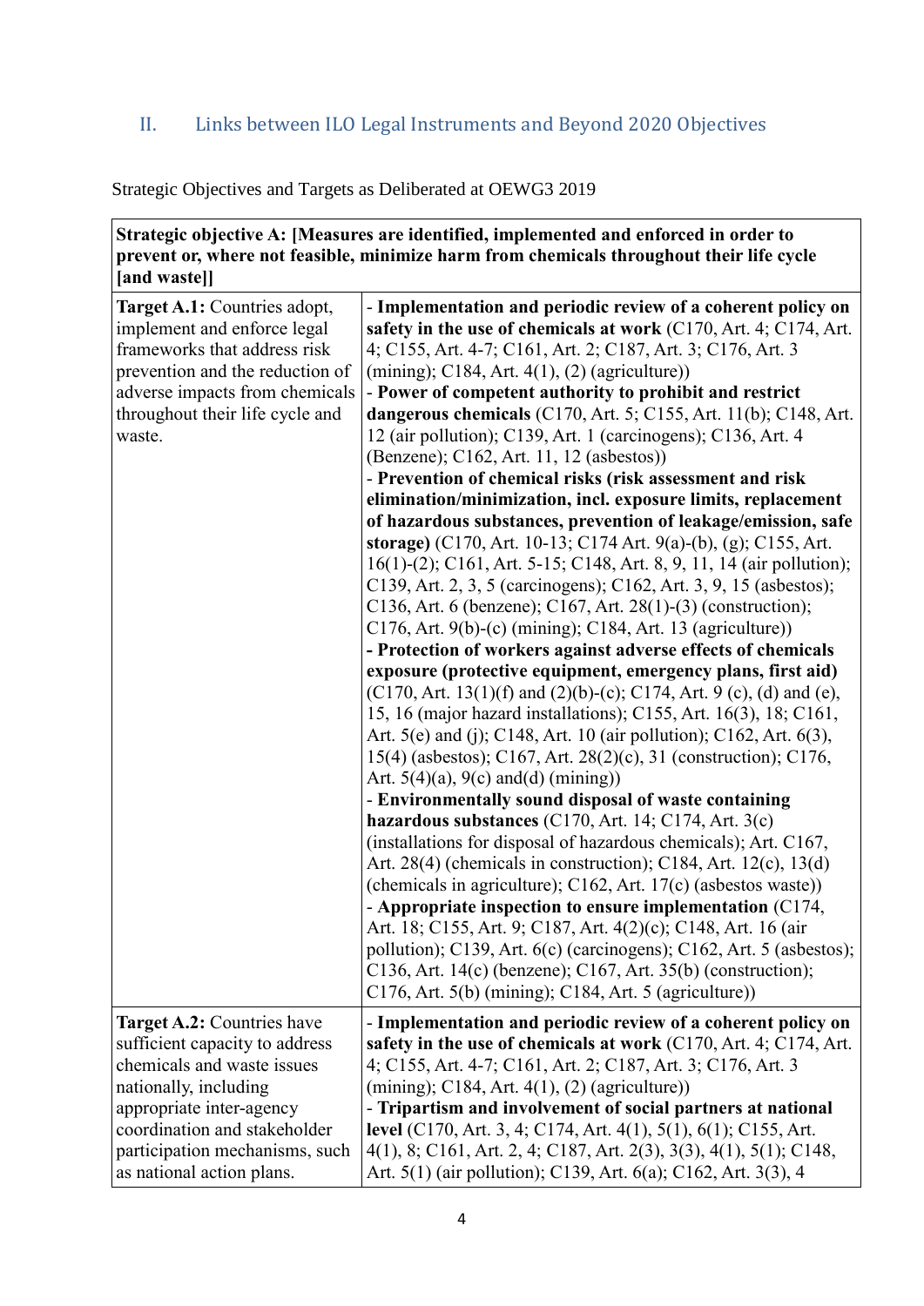## II. Links between ILO Legal Instruments and Beyond 2020 Objectives

Strategic Objectives and Targets as Deliberated at OEWG3 2019

| **Strategic objective A: [Measures are identified, implemented and enforced in order to prevent or, where not feasible, minimize harm from chemicals throughout their life cycle [and waste]]** | |
|---|---|
| **Target A.1:** Countries adopt, implement and enforce legal frameworks that address risk prevention and the reduction of adverse impacts from chemicals throughout their life cycle and waste. | - **Implementation and periodic review of a coherent policy on safety in the use of chemicals at work** (C170, Art. 4; C174, Art. 4; C155, Art. 4-7; C161, Art. 2; C187, Art. 3; C176, Art. 3 (mining); C184, Art. 4(1), (2) (agriculture))<br>- **Power of competent authority to prohibit and restrict dangerous chemicals** (C170, Art. 5; C155, Art. 11(b); C148, Art. 12 (air pollution); C139, Art. 1 (carcinogens); C136, Art. 4 (Benzene); C162, Art. 11, 12 (asbestos))<br>- **Prevention of chemical risks (risk assessment and risk elimination/minimization, incl. exposure limits, replacement of hazardous substances, prevention of leakage/emission, safe storage)** (C170, Art. 10-13; C174 Art. 9(a)-(b), (g); C155, Art. 16(1)-(2); C161, Art. 5-15; C148, Art. 8, 9, 11, 14 (air pollution); C139, Art. 2, 3, 5 (carcinogens); C162, Art. 3, 9, 15 (asbestos); C136, Art. 6 (benzene); C167, Art. 28(1)-(3) (construction); C176, Art. 9(b)-(c) (mining); C184, Art. 13 (agriculture))<br>**- Protection of workers against adverse effects of chemicals exposure (protective equipment, emergency plans, first aid)** (C170, Art. 13(1)(f) and (2)(b)-(c); C174, Art. 9 (c), (d) and (e), 15, 16 (major hazard installations); C155, Art. 16(3), 18; C161, Art. 5(e) and (j); C148, Art. 10 (air pollution); C162, Art. 6(3), 15(4) (asbestos); C167, Art. 28(2)(c), 31 (construction); C176, Art. 5(4)(a), 9(c) and(d) (mining))<br>- **Environmentally sound disposal of waste containing hazardous substances** (C170, Art. 14; C174, Art. 3(c) (installations for disposal of hazardous chemicals); Art. C167, Art. 28(4) (chemicals in construction); C184, Art. 12(c), 13(d) (chemicals in agriculture); C162, Art. 17(c) (asbestos waste))<br>- **Appropriate inspection to ensure implementation** (C174, Art. 18; C155, Art. 9; C187, Art. 4(2)(c); C148, Art. 16 (air pollution); C139, Art. 6(c) (carcinogens); C162, Art. 5 (asbestos); C136, Art. 14(c) (benzene); C167, Art. 35(b) (construction); C176, Art. 5(b) (mining); C184, Art. 5 (agriculture)) |
| **Target A.2:** Countries have sufficient capacity to address chemicals and waste issues nationally, including appropriate inter-agency coordination and stakeholder participation mechanisms, such as national action plans. | - **Implementation and periodic review of a coherent policy on safety in the use of chemicals at work** (C170, Art. 4; C174, Art. 4; C155, Art. 4-7; C161, Art. 2; C187, Art. 3; C176, Art. 3 (mining); C184, Art. 4(1), (2) (agriculture))<br>- **Tripartism and involvement of social partners at national level** (C170, Art. 3, 4; C174, Art. 4(1), 5(1), 6(1); C155, Art. 4(1), 8; C161, Art. 2, 4; C187, Art. 2(3), 3(3), 4(1), 5(1); C148, Art. 5(1) (air pollution); C139, Art. 6(a); C162, Art. 3(3), 4 |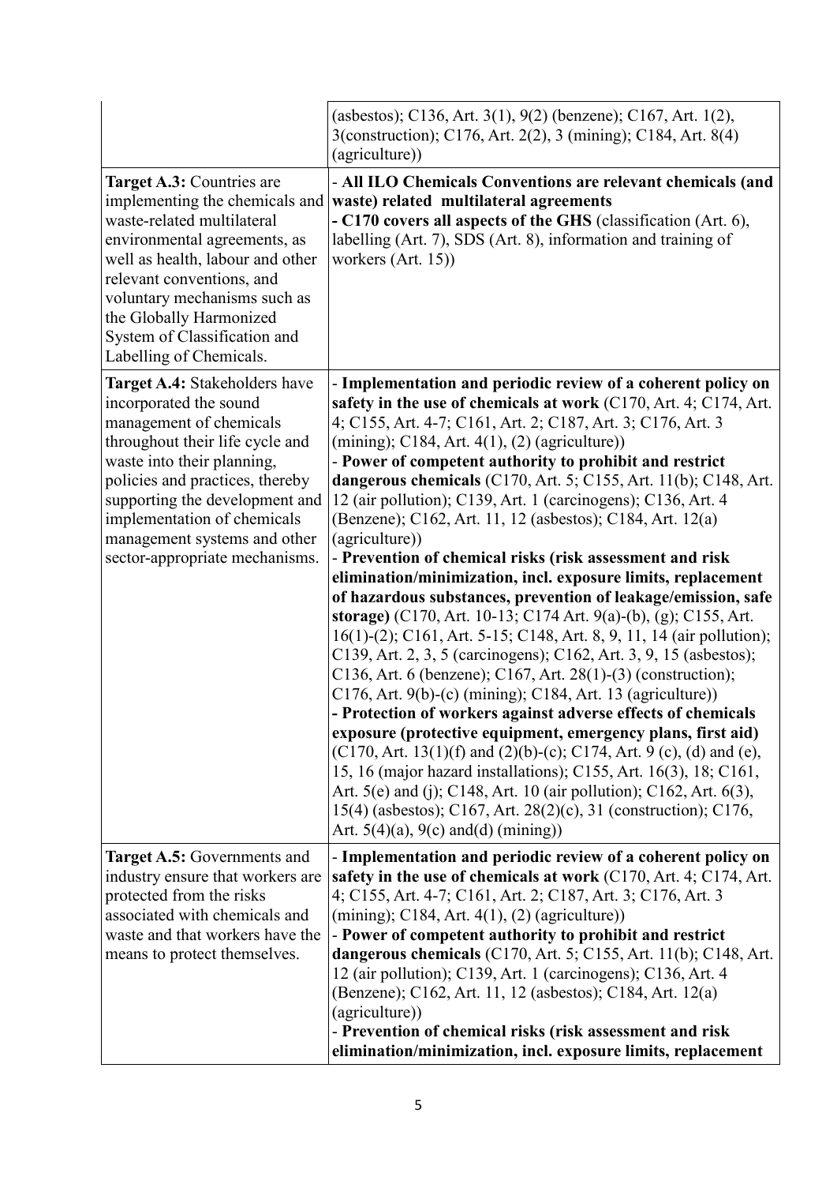| | |
|---|---|
| | (asbestos); C136, Art. 3(1), 9(2) (benzene); C167, Art. 1(2), 3(construction); C176, Art. 2(2), 3 (mining); C184, Art. 8(4) (agriculture)) |
| **Target A.3:** Countries are implementing the chemicals and waste-related multilateral environmental agreements, as well as health, labour and other relevant conventions, and voluntary mechanisms such as the Globally Harmonized System of Classification and Labelling of Chemicals. | - **All ILO Chemicals Conventions are relevant chemicals (and waste) related multilateral agreements**<br>- **C170 covers all aspects of the GHS** (classification (Art. 6), labelling (Art. 7), SDS (Art. 8), information and training of workers (Art. 15)) |
| **Target A.4:** Stakeholders have incorporated the sound management of chemicals throughout their life cycle and waste into their planning, policies and practices, thereby supporting the development and implementation of chemicals management systems and other sector-appropriate mechanisms. | - **Implementation and periodic review of a coherent policy on safety in the use of chemicals at work** (C170, Art. 4; C174, Art. 4; C155, Art. 4-7; C161, Art. 2; C187, Art. 3; C176, Art. 3 (mining); C184, Art. 4(1), (2) (agriculture))<br>- **Power of competent authority to prohibit and restrict dangerous chemicals** (C170, Art. 5; C155, Art. 11(b); C148, Art. 12 (air pollution); C139, Art. 1 (carcinogens); C136, Art. 4 (Benzene); C162, Art. 11, 12 (asbestos); C184, Art. 12(a) (agriculture))<br>- **Prevention of chemical risks (risk assessment and risk elimination/minimization, incl. exposure limits, replacement of hazardous substances, prevention of leakage/emission, safe storage)** (C170, Art. 10-13; C174 Art. 9(a)-(b), (g); C155, Art. 16(1)-(2); C161, Art. 5-15; C148, Art. 8, 9, 11, 14 (air pollution); C139, Art. 2, 3, 5 (carcinogens); C162, Art. 3, 9, 15 (asbestos); C136, Art. 6 (benzene); C167, Art. 28(1)-(3) (construction); C176, Art. 9(b)-(c) (mining); C184, Art. 13 (agriculture))<br>- **Protection of workers against adverse effects of chemicals exposure (protective equipment, emergency plans, first aid)** (C170, Art. 13(1)(f) and (2)(b)-(c); C174, Art. 9 (c), (d) and (e), 15, 16 (major hazard installations); C155, Art. 16(3), 18; C161, Art. 5(e) and (j); C148, Art. 10 (air pollution); C162, Art. 6(3), 15(4) (asbestos); C167, Art. 28(2)(c), 31 (construction); C176, Art. 5(4)(a), 9(c) and(d) (mining)) |
| **Target A.5:** Governments and industry ensure that workers are protected from the risks associated with chemicals and waste and that workers have the means to protect themselves. | - **Implementation and periodic review of a coherent policy on safety in the use of chemicals at work** (C170, Art. 4; C174, Art. 4; C155, Art. 4-7; C161, Art. 2; C187, Art. 3; C176, Art. 3 (mining); C184, Art. 4(1), (2) (agriculture))<br>- **Power of competent authority to prohibit and restrict dangerous chemicals** (C170, Art. 5; C155, Art. 11(b); C148, Art. 12 (air pollution); C139, Art. 1 (carcinogens); C136, Art. 4 (Benzene); C162, Art. 11, 12 (asbestos); C184, Art. 12(a) (agriculture))<br>- **Prevention of chemical risks (risk assessment and risk elimination/minimization, incl. exposure limits, replacement** |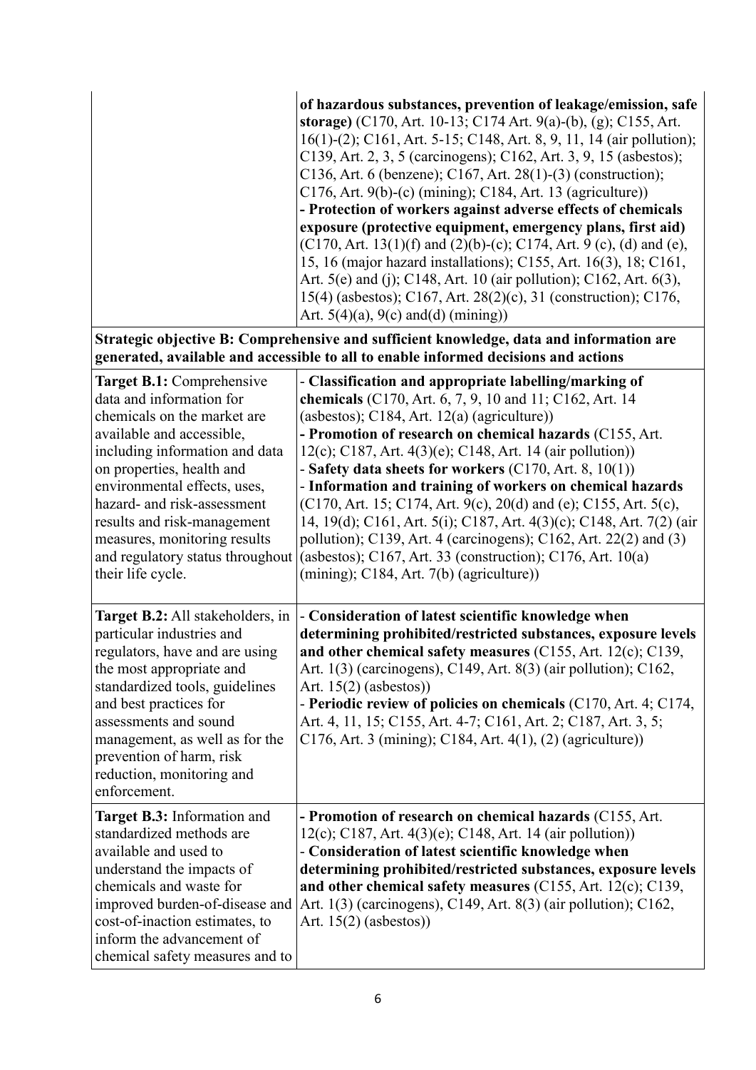| | |
|---|---|
| | **of hazardous substances, prevention of leakage/emission, safe storage)** (C170, Art. 10-13; C174 Art. 9(a)-(b), (g); C155, Art. 16(1)-(2); C161, Art. 5-15; C148, Art. 8, 9, 11, 14 (air pollution); C139, Art. 2, 3, 5 (carcinogens); C162, Art. 3, 9, 15 (asbestos); C136, Art. 6 (benzene); C167, Art. 28(1)-(3) (construction); C176, Art. 9(b)-(c) (mining); C184, Art. 13 (agriculture))<br>**- Protection of workers against adverse effects of chemicals exposure (protective equipment, emergency plans, first aid)** (C170, Art. 13(1)(f) and (2)(b)-(c); C174, Art. 9 (c), (d) and (e), 15, 16 (major hazard installations); C155, Art. 16(3), 18; C161, Art. 5(e) and (j); C148, Art. 10 (air pollution); C162, Art. 6(3), 15(4) (asbestos); C167, Art. 28(2)(c), 31 (construction); C176, Art. 5(4)(a), 9(c) and(d) (mining)) |
| **Strategic objective B: Comprehensive and sufficient knowledge, data and information are generated, available and accessible to all to enable informed decisions and actions** | |
| **Target B.1:** Comprehensive data and information for chemicals on the market are available and accessible, including information and data on properties, health and environmental effects, uses, hazard- and risk-assessment results and risk-management measures, monitoring results and regulatory status throughout their life cycle. | - **Classification and appropriate labelling/marking of chemicals** (C170, Art. 6, 7, 9, 10 and 11; C162, Art. 14 (asbestos); C184, Art. 12(a) (agriculture))<br>**- Promotion of research on chemical hazards** (C155, Art. 12(c); C187, Art. 4(3)(e); C148, Art. 14 (air pollution))<br>- **Safety data sheets for workers** (C170, Art. 8, 10(1))<br>- **Information and training of workers on chemical hazards** (C170, Art. 15; C174, Art. 9(c), 20(d) and (e); C155, Art. 5(c), 14, 19(d); C161, Art. 5(i); C187, Art. 4(3)(c); C148, Art. 7(2) (air pollution); C139, Art. 4 (carcinogens); C162, Art. 22(2) and (3) (asbestos); C167, Art. 33 (construction); C176, Art. 10(a) (mining); C184, Art. 7(b) (agriculture)) |
| **Target B.2:** All stakeholders, in particular industries and regulators, have and are using the most appropriate and standardized tools, guidelines and best practices for assessments and sound management, as well as for the prevention of harm, risk reduction, monitoring and enforcement. | - **Consideration of latest scientific knowledge when determining prohibited/restricted substances, exposure levels and other chemical safety measures** (C155, Art. 12(c); C139, Art. 1(3) (carcinogens), C149, Art. 8(3) (air pollution); C162, Art. 15(2) (asbestos))<br>- **Periodic review of policies on chemicals** (C170, Art. 4; C174, Art. 4, 11, 15; C155, Art. 4-7; C161, Art. 2; C187, Art. 3, 5; C176, Art. 3 (mining); C184, Art. 4(1), (2) (agriculture)) |
| **Target B.3:** Information and standardized methods are available and used to understand the impacts of chemicals and waste for improved burden-of-disease and cost-of-inaction estimates, to inform the advancement of chemical safety measures and to | **- Promotion of research on chemical hazards** (C155, Art. 12(c); C187, Art. 4(3)(e); C148, Art. 14 (air pollution))<br>- **Consideration of latest scientific knowledge when determining prohibited/restricted substances, exposure levels and other chemical safety measures** (C155, Art. 12(c); C139, Art. 1(3) (carcinogens), C149, Art. 8(3) (air pollution); C162, Art. 15(2) (asbestos)) |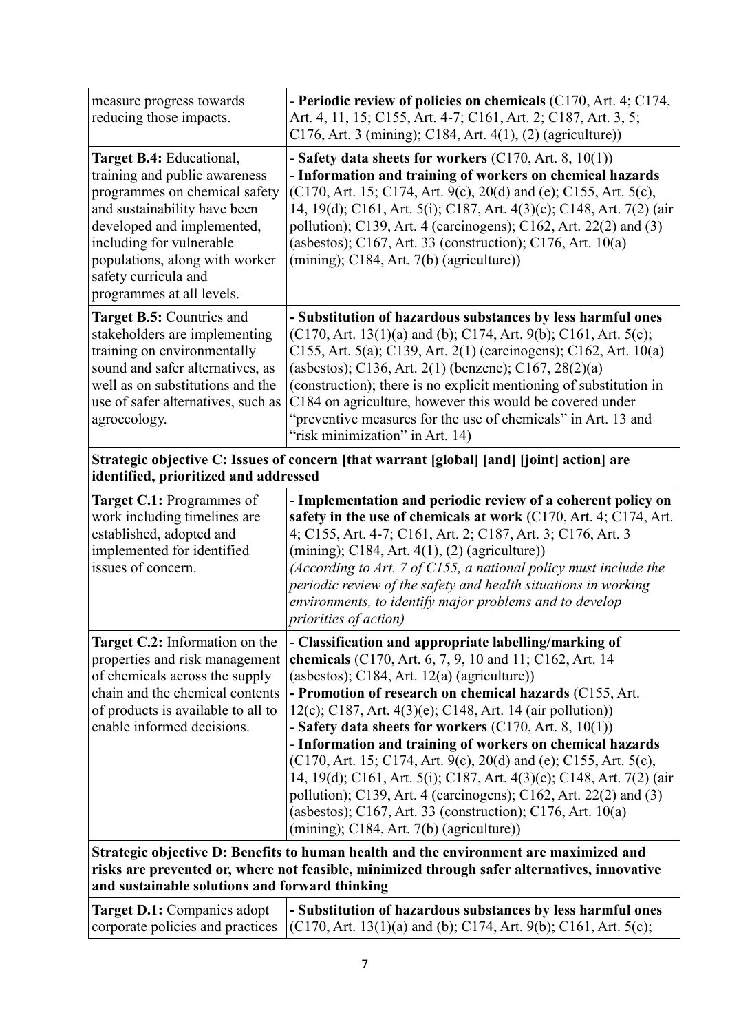| | |
|---|---|
| measure progress towards reducing those impacts. | - **Periodic review of policies on chemicals** (C170, Art. 4; C174, Art. 4, 11, 15; C155, Art. 4-7; C161, Art. 2; C187, Art. 3, 5; C176, Art. 3 (mining); C184, Art. 4(1), (2) (agriculture)) |
| **Target B.4:** Educational, training and public awareness programmes on chemical safety and sustainability have been developed and implemented, including for vulnerable populations, along with worker safety curricula and programmes at all levels. | - **Safety data sheets for workers** (C170, Art. 8, 10(1))<br>- **Information and training of workers on chemical hazards** (C170, Art. 15; C174, Art. 9(c), 20(d) and (e); C155, Art. 5(c), 14, 19(d); C161, Art. 5(i); C187, Art. 4(3)(c); C148, Art. 7(2) (air pollution); C139, Art. 4 (carcinogens); C162, Art. 22(2) and (3) (asbestos); C167, Art. 33 (construction); C176, Art. 10(a) (mining); C184, Art. 7(b) (agriculture)) |
| **Target B.5:** Countries and stakeholders are implementing training on environmentally sound and safer alternatives, as well as on substitutions and the use of safer alternatives, such as agroecology. | **- Substitution of hazardous substances by less harmful ones** (C170, Art. 13(1)(a) and (b); C174, Art. 9(b); C161, Art. 5(c); C155, Art. 5(a); C139, Art. 2(1) (carcinogens); C162, Art. 10(a) (asbestos); C136, Art. 2(1) (benzene); C167, 28(2)(a) (construction); there is no explicit mentioning of substitution in C184 on agriculture, however this would be covered under "preventive measures for the use of chemicals" in Art. 13 and "risk minimization" in Art. 14) |
| **Strategic objective C: Issues of concern [that warrant [global] [and] [joint] action] are identified, prioritized and addressed** | |
| **Target C.1:** Programmes of work including timelines are established, adopted and implemented for identified issues of concern. | - **Implementation and periodic review of a coherent policy on safety in the use of chemicals at work** (C170, Art. 4; C174, Art. 4; C155, Art. 4-7; C161, Art. 2; C187, Art. 3; C176, Art. 3 (mining); C184, Art. 4(1), (2) (agriculture))<br>*(According to Art. 7 of C155, a national policy must include the periodic review of the safety and health situations in working environments, to identify major problems and to develop priorities of action)* |
| **Target C.2:** Information on the properties and risk management of chemicals across the supply chain and the chemical contents of products is available to all to enable informed decisions. | - **Classification and appropriate labelling/marking of chemicals** (C170, Art. 6, 7, 9, 10 and 11; C162, Art. 14 (asbestos); C184, Art. 12(a) (agriculture))<br>**- Promotion of research on chemical hazards** (C155, Art. 12(c); C187, Art. 4(3)(e); C148, Art. 14 (air pollution))<br>- **Safety data sheets for workers** (C170, Art. 8, 10(1))<br>- **Information and training of workers on chemical hazards** (C170, Art. 15; C174, Art. 9(c), 20(d) and (e); C155, Art. 5(c), 14, 19(d); C161, Art. 5(i); C187, Art. 4(3)(c); C148, Art. 7(2) (air pollution); C139, Art. 4 (carcinogens); C162, Art. 22(2) and (3) (asbestos); C167, Art. 33 (construction); C176, Art. 10(a) (mining); C184, Art. 7(b) (agriculture)) |
| **Strategic objective D: Benefits to human health and the environment are maximized and risks are prevented or, where not feasible, minimized through safer alternatives, innovative and sustainable solutions and forward thinking** | |
| **Target D.1:** Companies adopt corporate policies and practices | **- Substitution of hazardous substances by less harmful ones** (C170, Art. 13(1)(a) and (b); C174, Art. 9(b); C161, Art. 5(c); |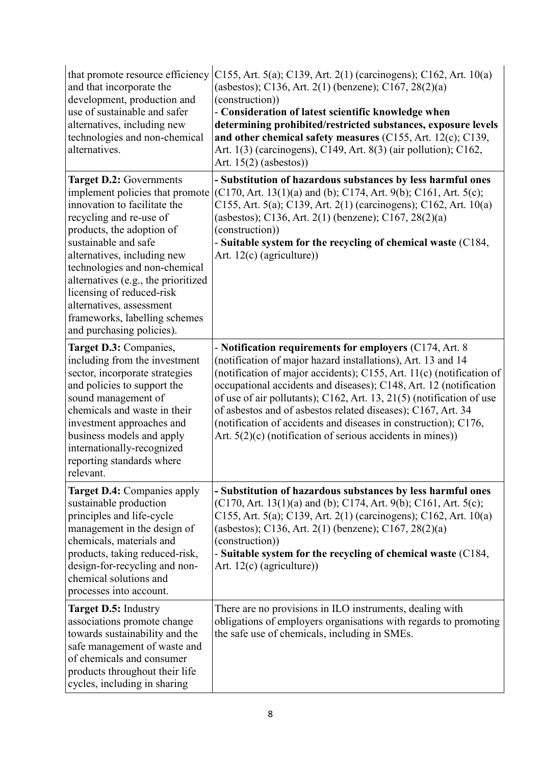| | |
|---|---|
| that promote resource efficiency and that incorporate the development, production and use of sustainable and safer alternatives, including new technologies and non-chemical alternatives. | C155, Art. 5(a); C139, Art. 2(1) (carcinogens); C162, Art. 10(a) (asbestos); C136, Art. 2(1) (benzene); C167, 28(2)(a) (construction))<br>- **Consideration of latest scientific knowledge when determining prohibited/restricted substances, exposure levels and other chemical safety measures** (C155, Art. 12(c); C139, Art. 1(3) (carcinogens), C149, Art. 8(3) (air pollution); C162, Art. 15(2) (asbestos)) |
| **Target D.2:** Governments implement policies that promote innovation to facilitate the recycling and re-use of products, the adoption of sustainable and safe alternatives, including new technologies and non-chemical alternatives (e.g., the prioritized licensing of reduced-risk alternatives, assessment frameworks, labelling schemes and purchasing policies). | **- Substitution of hazardous substances by less harmful ones** (C170, Art. 13(1)(a) and (b); C174, Art. 9(b); C161, Art. 5(c); C155, Art. 5(a); C139, Art. 2(1) (carcinogens); C162, Art. 10(a) (asbestos); C136, Art. 2(1) (benzene); C167, 28(2)(a) (construction))<br>- **Suitable system for the recycling of chemical waste** (C184, Art. 12(c) (agriculture)) |
| **Target D.3:** Companies, including from the investment sector, incorporate strategies and policies to support the sound management of chemicals and waste in their investment approaches and business models and apply internationally-recognized reporting standards where relevant. | - **Notification requirements for employers** (C174, Art. 8 (notification of major hazard installations), Art. 13 and 14 (notification of major accidents); C155, Art. 11(c) (notification of occupational accidents and diseases); C148, Art. 12 (notification of use of air pollutants); C162, Art. 13, 21(5) (notification of use of asbestos and of asbestos related diseases); C167, Art. 34 (notification of accidents and diseases in construction); C176, Art. 5(2)(c) (notification of serious accidents in mines)) |
| **Target D.4:** Companies apply sustainable production principles and life-cycle management in the design of chemicals, materials and products, taking reduced-risk, design-for-recycling and non-chemical solutions and processes into account. | **- Substitution of hazardous substances by less harmful ones** (C170, Art. 13(1)(a) and (b); C174, Art. 9(b); C161, Art. 5(c); C155, Art. 5(a); C139, Art. 2(1) (carcinogens); C162, Art. 10(a) (asbestos); C136, Art. 2(1) (benzene); C167, 28(2)(a) (construction))<br>- **Suitable system for the recycling of chemical waste** (C184, Art. 12(c) (agriculture)) |
| **Target D.5:** Industry associations promote change towards sustainability and the safe management of waste and of chemicals and consumer products throughout their life cycles, including in sharing | There are no provisions in ILO instruments, dealing with obligations of employers organisations with regards to promoting the safe use of chemicals, including in SMEs. |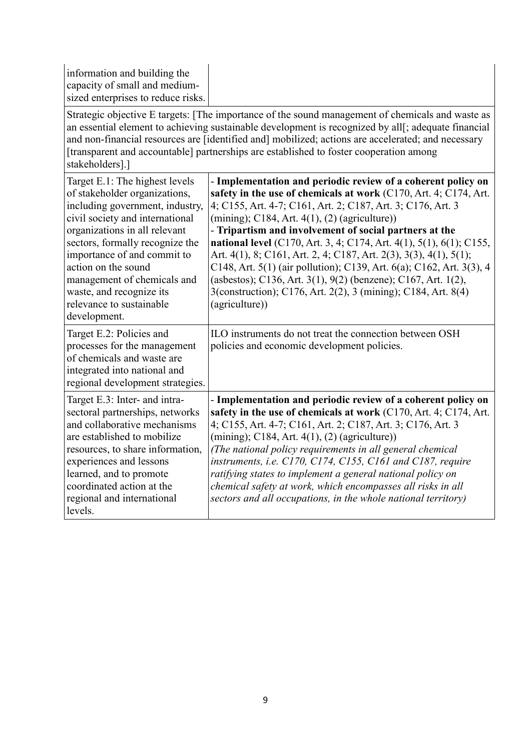| | |
|---|---|
| information and building the capacity of small and medium-sized enterprises to reduce risks. | |
| Strategic objective E targets: [The importance of the sound management of chemicals and waste as an essential element to achieving sustainable development is recognized by all[; adequate financial and non-financial resources are [identified and] mobilized; actions are accelerated; and necessary [transparent and accountable] partnerships are established to foster cooperation among stakeholders].] | |
| Target E.1: The highest levels of stakeholder organizations, including government, industry, civil society and international organizations in all relevant sectors, formally recognize the importance of and commit to action on the sound management of chemicals and waste, and recognize its relevance to sustainable development. | - **Implementation and periodic review of a coherent policy on safety in the use of chemicals at work** (C170, Art. 4; C174, Art. 4; C155, Art. 4-7; C161, Art. 2; C187, Art. 3; C176, Art. 3 (mining); C184, Art. 4(1), (2) (agriculture))<br>- **Tripartism and involvement of social partners at the national level** (C170, Art. 3, 4; C174, Art. 4(1), 5(1), 6(1); C155, Art. 4(1), 8; C161, Art. 2, 4; C187, Art. 2(3), 3(3), 4(1), 5(1); C148, Art. 5(1) (air pollution); C139, Art. 6(a); C162, Art. 3(3), 4 (asbestos); C136, Art. 3(1), 9(2) (benzene); C167, Art. 1(2), 3(construction); C176, Art. 2(2), 3 (mining); C184, Art. 8(4) (agriculture)) |
| Target E.2: Policies and processes for the management of chemicals and waste are integrated into national and regional development strategies. | ILO instruments do not treat the connection between OSH policies and economic development policies. |
| Target E.3: Inter- and intra-sectoral partnerships, networks and collaborative mechanisms are established to mobilize resources, to share information, experiences and lessons learned, and to promote coordinated action at the regional and international levels. | - **Implementation and periodic review of a coherent policy on safety in the use of chemicals at work** (C170, Art. 4; C174, Art. 4; C155, Art. 4-7; C161, Art. 2; C187, Art. 3; C176, Art. 3 (mining); C184, Art. 4(1), (2) (agriculture))<br>*(The national policy requirements in all general chemical instruments, i.e. C170, C174, C155, C161 and C187, require ratifying states to implement a general national policy on chemical safety at work, which encompasses all risks in all sectors and all occupations, in the whole national territory)* |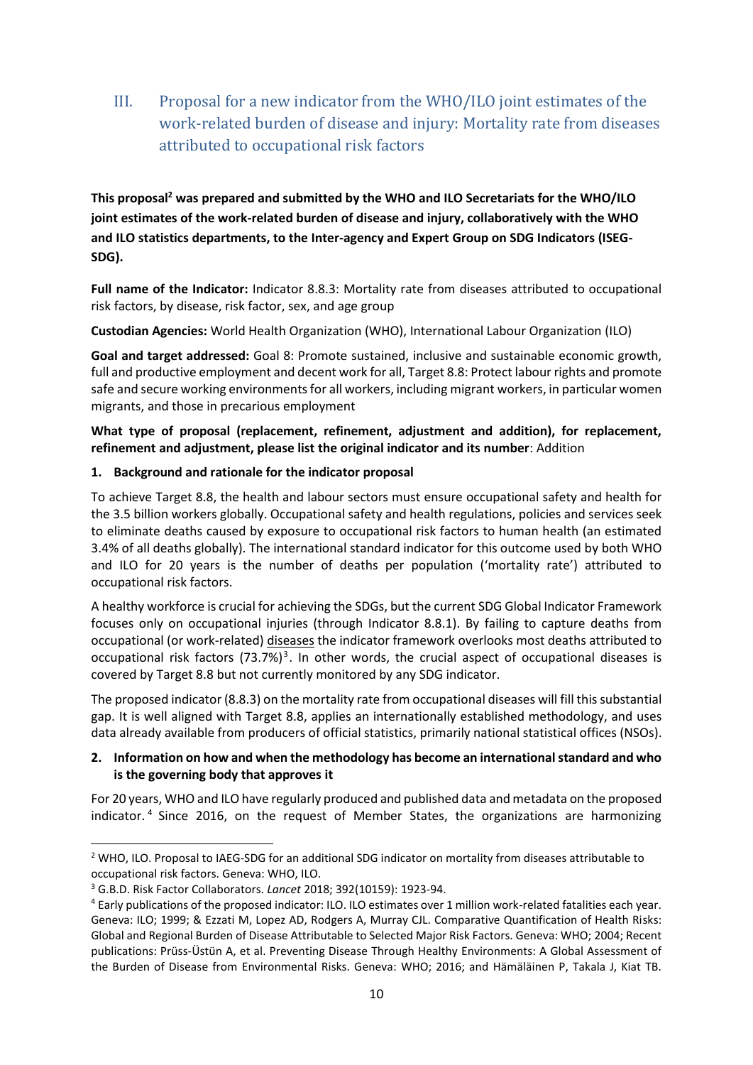## III. Proposal for a new indicator from the WHO/ILO joint estimates of the work-related burden of disease and injury: Mortality rate from diseases attributed to occupational risk factors

**This proposal[2] was prepared and submitted by the WHO and ILO Secretariats for the WHO/ILO joint estimates of the work-related burden of disease and injury, collaboratively with the WHO and ILO statistics departments, to the Inter-agency and Expert Group on SDG Indicators (ISEG-SDG).**

**Full name of the Indicator:** Indicator 8.8.3: Mortality rate from diseases attributed to occupational risk factors, by disease, risk factor, sex, and age group

**Custodian Agencies:** World Health Organization (WHO), International Labour Organization (ILO)

**Goal and target addressed:** Goal 8: Promote sustained, inclusive and sustainable economic growth, full and productive employment and decent work for all, Target 8.8: Protect labour rights and promote safe and secure working environments for all workers, including migrant workers, in particular women migrants, and those in precarious employment

**What type of proposal (replacement, refinement, adjustment and addition), for replacement, refinement and adjustment, please list the original indicator and its number**: Addition

**1. Background and rationale for the indicator proposal**

To achieve Target 8.8, the health and labour sectors must ensure occupational safety and health for the 3.5 billion workers globally. Occupational safety and health regulations, policies and services seek to eliminate deaths caused by exposure to occupational risk factors to human health (an estimated 3.4% of all deaths globally). The international standard indicator for this outcome used by both WHO and ILO for 20 years is the number of deaths per population ('mortality rate') attributed to occupational risk factors.

A healthy workforce is crucial for achieving the SDGs, but the current SDG Global Indicator Framework focuses only on occupational injuries (through Indicator 8.8.1). By failing to capture deaths from occupational (or work-related) diseases the indicator framework overlooks most deaths attributed to occupational risk factors (73.7%)[3]. In other words, the crucial aspect of occupational diseases is covered by Target 8.8 but not currently monitored by any SDG indicator.

The proposed indicator (8.8.3) on the mortality rate from occupational diseases will fill this substantial gap. It is well aligned with Target 8.8, applies an internationally established methodology, and uses data already available from producers of official statistics, primarily national statistical offices (NSOs).

**2. Information on how and when the methodology has become an international standard and who is the governing body that approves it**

For 20 years, WHO and ILO have regularly produced and published data and metadata on the proposed indicator.[4] Since 2016, on the request of Member States, the organizations are harmonizing

---

[2] WHO, ILO. Proposal to IAEG-SDG for an additional SDG indicator on mortality from diseases attributable to occupational risk factors. Geneva: WHO, ILO.

[3] G.B.D. Risk Factor Collaborators. *Lancet* 2018; 392(10159): 1923-94.

[4] Early publications of the proposed indicator: ILO. ILO estimates over 1 million work-related fatalities each year. Geneva: ILO; 1999; & Ezzati M, Lopez AD, Rodgers A, Murray CJL. Comparative Quantification of Health Risks: Global and Regional Burden of Disease Attributable to Selected Major Risk Factors. Geneva: WHO; 2004; Recent publications: Prüss-Üstün A, et al. Preventing Disease Through Healthy Environments: A Global Assessment of the Burden of Disease from Environmental Risks. Geneva: WHO; 2016; and Hämäläinen P, Takala J, Kiat TB.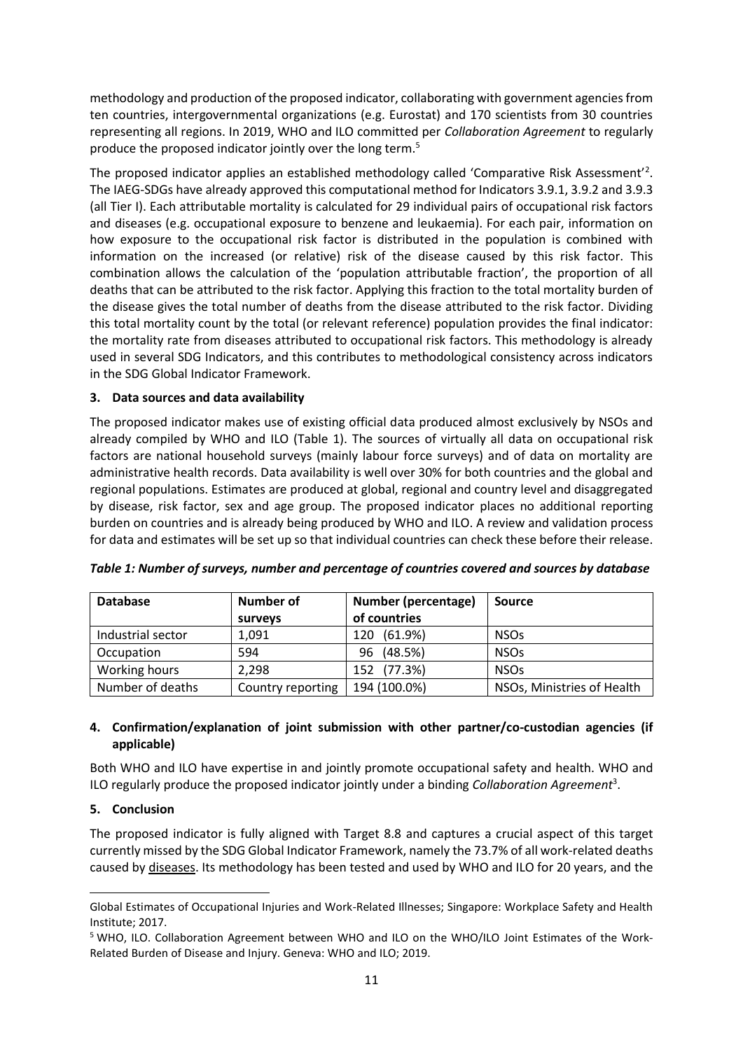methodology and production of the proposed indicator, collaborating with government agencies from ten countries, intergovernmental organizations (e.g. Eurostat) and 170 scientists from 30 countries representing all regions. In 2019, WHO and ILO committed per *Collaboration Agreement* to regularly produce the proposed indicator jointly over the long term.[5]

The proposed indicator applies an established methodology called 'Comparative Risk Assessment'[2]. The IAEG-SDGs have already approved this computational method for Indicators 3.9.1, 3.9.2 and 3.9.3 (all Tier I). Each attributable mortality is calculated for 29 individual pairs of occupational risk factors and diseases (e.g. occupational exposure to benzene and leukaemia). For each pair, information on how exposure to the occupational risk factor is distributed in the population is combined with information on the increased (or relative) risk of the disease caused by this risk factor. This combination allows the calculation of the 'population attributable fraction', the proportion of all deaths that can be attributed to the risk factor. Applying this fraction to the total mortality burden of the disease gives the total number of deaths from the disease attributed to the risk factor. Dividing this total mortality count by the total (or relevant reference) population provides the final indicator: the mortality rate from diseases attributed to occupational risk factors. This methodology is already used in several SDG Indicators, and this contributes to methodological consistency across indicators in the SDG Global Indicator Framework.

**3. Data sources and data availability**

The proposed indicator makes use of existing official data produced almost exclusively by NSOs and already compiled by WHO and ILO (Table 1). The sources of virtually all data on occupational risk factors are national household surveys (mainly labour force surveys) and of data on mortality are administrative health records. Data availability is well over 30% for both countries and the global and regional populations. Estimates are produced at global, regional and country level and disaggregated by disease, risk factor, sex and age group. The proposed indicator places no additional reporting burden on countries and is already being produced by WHO and ILO. A review and validation process for data and estimates will be set up so that individual countries can check these before their release.

***Table 1: Number of surveys, number and percentage of countries covered and sources by database***

| Database | Number of surveys | Number (percentage) of countries | Source |
|---|---|---|---|
| Industrial sector | 1,091 | 120 (61.9%) | NSOs |
| Occupation | 594 | 96 (48.5%) | NSOs |
| Working hours | 2,298 | 152 (77.3%) | NSOs |
| Number of deaths | Country reporting | 194 (100.0%) | NSOs, Ministries of Health |

**4. Confirmation/explanation of joint submission with other partner/co-custodian agencies (if applicable)**

Both WHO and ILO have expertise in and jointly promote occupational safety and health. WHO and ILO regularly produce the proposed indicator jointly under a binding *Collaboration Agreement*[3].

**5. Conclusion**

The proposed indicator is fully aligned with Target 8.8 and captures a crucial aspect of this target currently missed by the SDG Global Indicator Framework, namely the 73.7% of all work-related deaths caused by diseases. Its methodology has been tested and used by WHO and ILO for 20 years, and the

---

Global Estimates of Occupational Injuries and Work-Related Illnesses; Singapore: Workplace Safety and Health Institute; 2017.

[5] WHO, ILO. Collaboration Agreement between WHO and ILO on the WHO/ILO Joint Estimates of the Work-Related Burden of Disease and Injury. Geneva: WHO and ILO; 2019.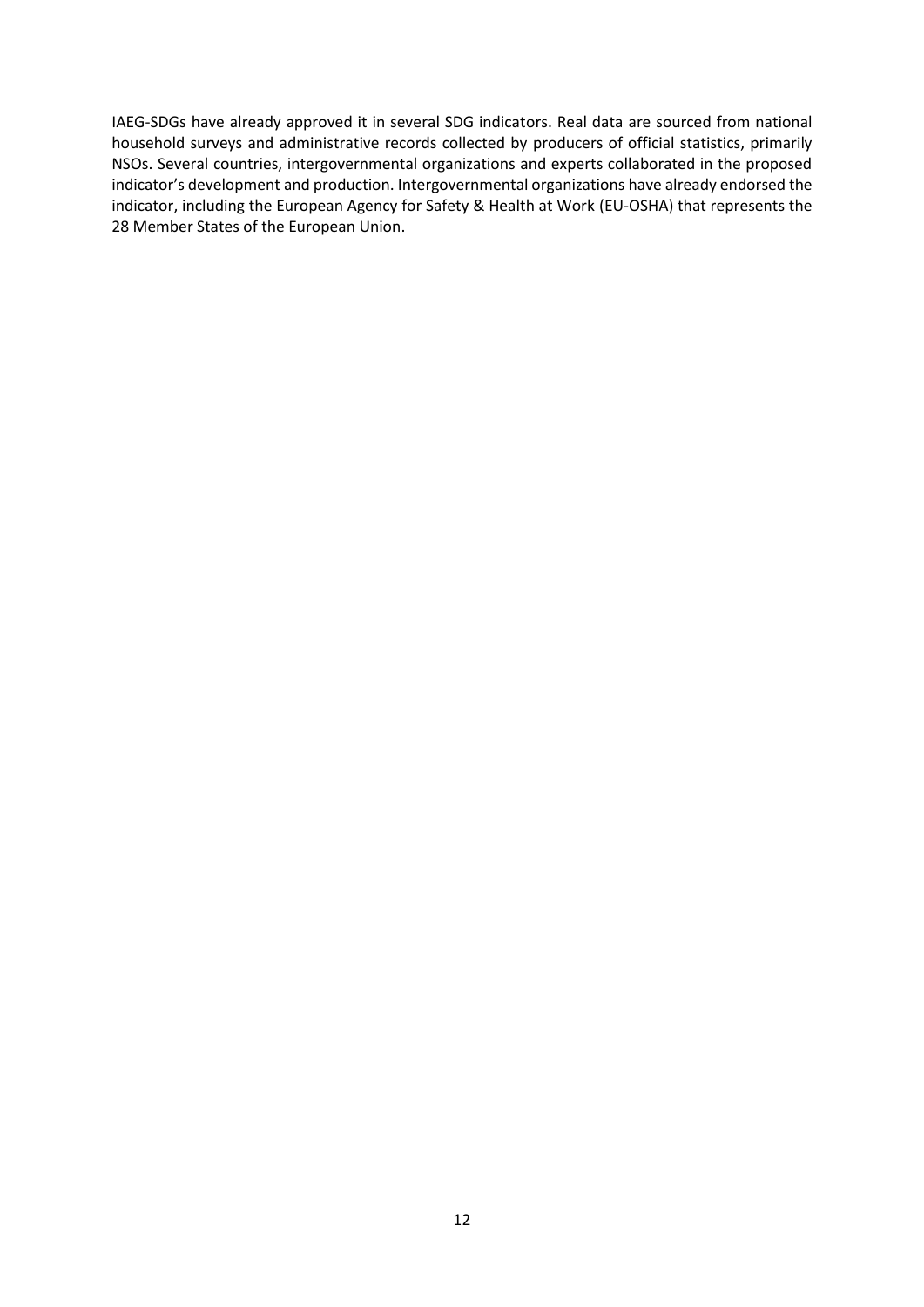IAEG-SDGs have already approved it in several SDG indicators. Real data are sourced from national household surveys and administrative records collected by producers of official statistics, primarily NSOs. Several countries, intergovernmental organizations and experts collaborated in the proposed indicator's development and production. Intergovernmental organizations have already endorsed the indicator, including the European Agency for Safety & Health at Work (EU-OSHA) that represents the 28 Member States of the European Union.